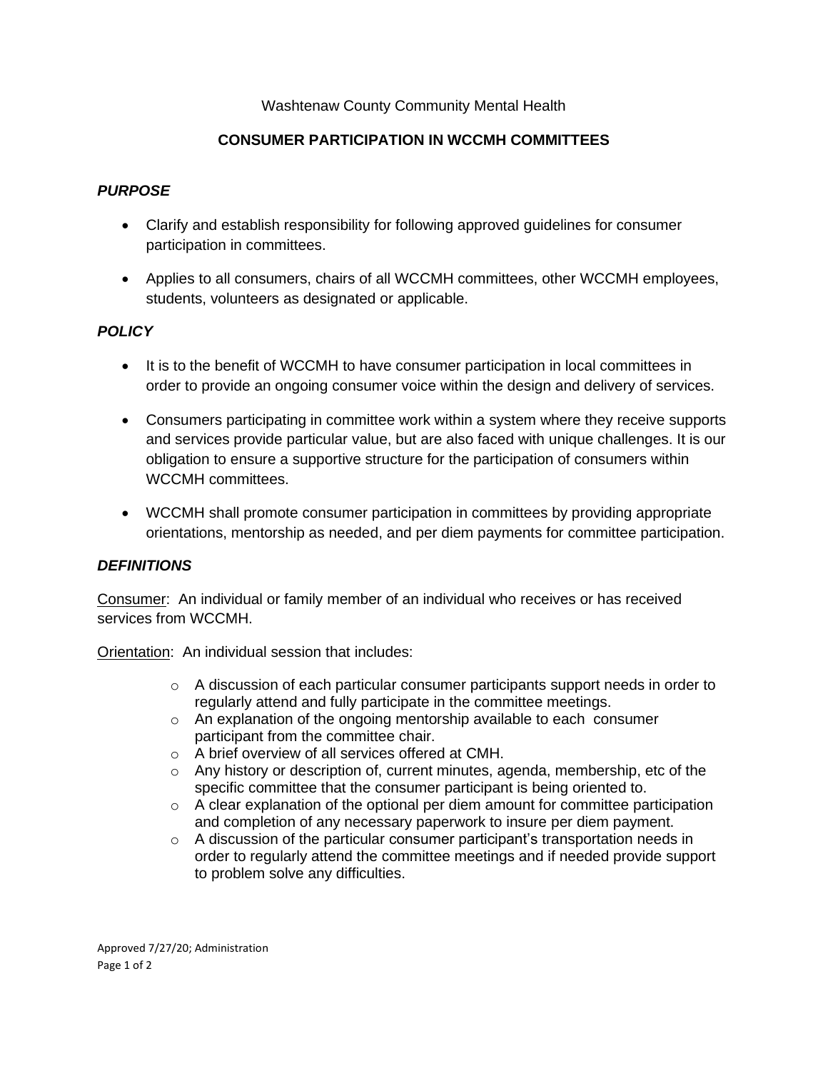Washtenaw County Community Mental Health

# CONSUMER PARTICIPATION IN WCCMH COMMITTEES

## *PURPOSE*

- Clarify and establish responsibility for following approved guidelines for consumer participation in committees.
- Applies to all consumers, chairs of all WCCMH committees, other WCCMH employees, students, volunteers as designated or applicable.

## *POLICY*

- It is to the benefit of WCCMH to have consumer participation in local committees in order to provide an ongoing consumer voice within the design and delivery of services.
- Consumers participating in committee work within a system where they receive supports and services provide particular value, but are also faced with unique challenges. It is our obligation to ensure a supportive structure for the participation of consumers within WCCMH committees.
- WCCMH shall promote consumer participation in committees by providing appropriate orientations, mentorship as needed, and per diem payments for committee participation.

## *DEFINITIONS*

<u>Consumer</u>: An individual or family member of an individual who receives or has received services from WCCMH.

<u>Orientation</u>: An individual session that includes:

- A discussion of each particular consumer participants support needs in order to regularly attend and fully participate in the committee meetings.
- An explanation of the ongoing mentorship available to each consumer participant from the committee chair.
- A brief overview of all services offered at CMH.
- Any history or description of, current minutes, agenda, membership, etc of the specific committee that the consumer participant is being oriented to.
- A clear explanation of the optional per diem amount for committee participation and completion of any necessary paperwork to insure per diem payment.
- A discussion of the particular consumer participant's transportation needs in order to regularly attend the committee meetings and if needed provide support to problem solve any difficulties.

Approved 7/27/20; Administration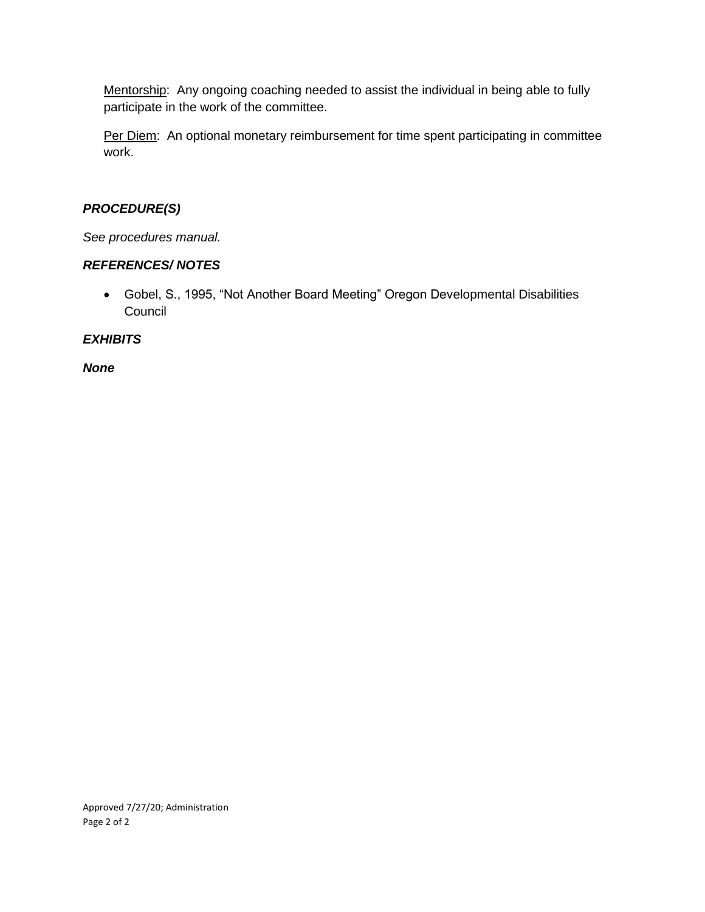Mentorship: Any ongoing coaching needed to assist the individual in being able to fully participate in the work of the committee.

Per Diem: An optional monetary reimbursement for time spent participating in committee work.

### ***PROCEDURE(S)***

*See procedures manual.*

### ***REFERENCES/ NOTES***

- Gobel, S., 1995, "Not Another Board Meeting" Oregon Developmental Disabilities Council

### ***EXHIBITS***

***None***

Approved 7/27/20; Administration